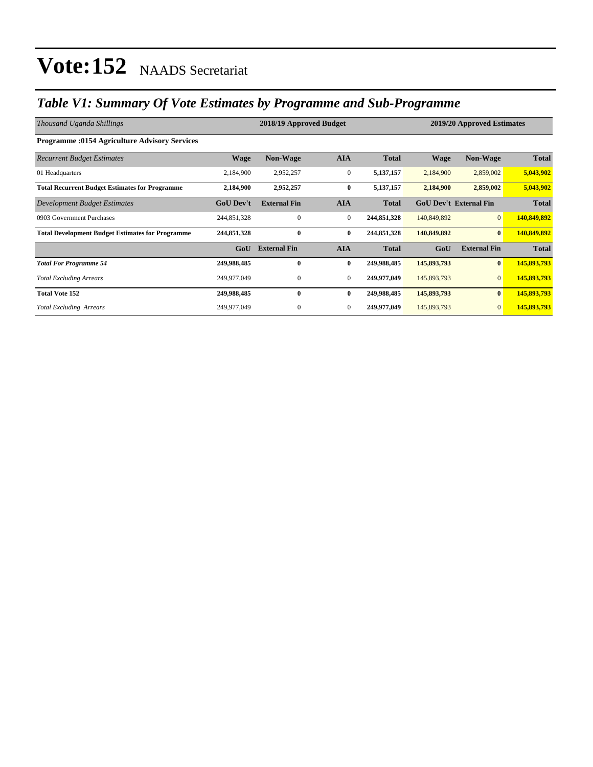# Vote:152 NAADS Secretariat

## *Table V1: Summary Of Vote Estimates by Programme and Sub-Programme*

| *Thousand Uganda Shillings* | 2018/19 Approved Budget | | | | 2019/20 Approved Estimates | | |
|---|---|---|---|---|---|---|---|
| **Programme :0154 Agriculture Advisory Services** | | | | | | | |
| *Recurrent Budget Estimates* | **Wage** | **Non-Wage** | **AIA** | **Total** | **Wage** | **Non-Wage** | **Total** |
| 01 Headquarters | 2,184,900 | 2,952,257 | 0 | **5,137,157** | 2,184,900 | 2,859,002 | **5,043,902** |
| **Total Recurrent Budget Estimates for Programme** | **2,184,900** | **2,952,257** | **0** | **5,137,157** | **2,184,900** | **2,859,002** | **5,043,902** |
| *Development Budget Estimates* | **GoU Dev't** | **External Fin** | **AIA** | **Total** | **GoU Dev't** | **External Fin** | **Total** |
| 0903 Government Purchases | 244,851,328 | 0 | 0 | **244,851,328** | 140,849,892 | 0 | **140,849,892** |
| **Total Development Budget Estimates for Programme** | **244,851,328** | **0** | **0** | **244,851,328** | **140,849,892** | **0** | **140,849,892** |
| | **GoU** | **External Fin** | **AIA** | **Total** | **GoU** | **External Fin** | **Total** |
| ***Total For Programme 54*** | **249,988,485** | **0** | **0** | **249,988,485** | **145,893,793** | **0** | **145,893,793** |
| *Total Excluding Arrears* | 249,977,049 | 0 | 0 | **249,977,049** | 145,893,793 | 0 | **145,893,793** |
| **Total Vote 152** | **249,988,485** | **0** | **0** | **249,988,485** | **145,893,793** | **0** | **145,893,793** |
| *Total Excluding Arrears* | 249,977,049 | 0 | 0 | **249,977,049** | 145,893,793 | 0 | **145,893,793** |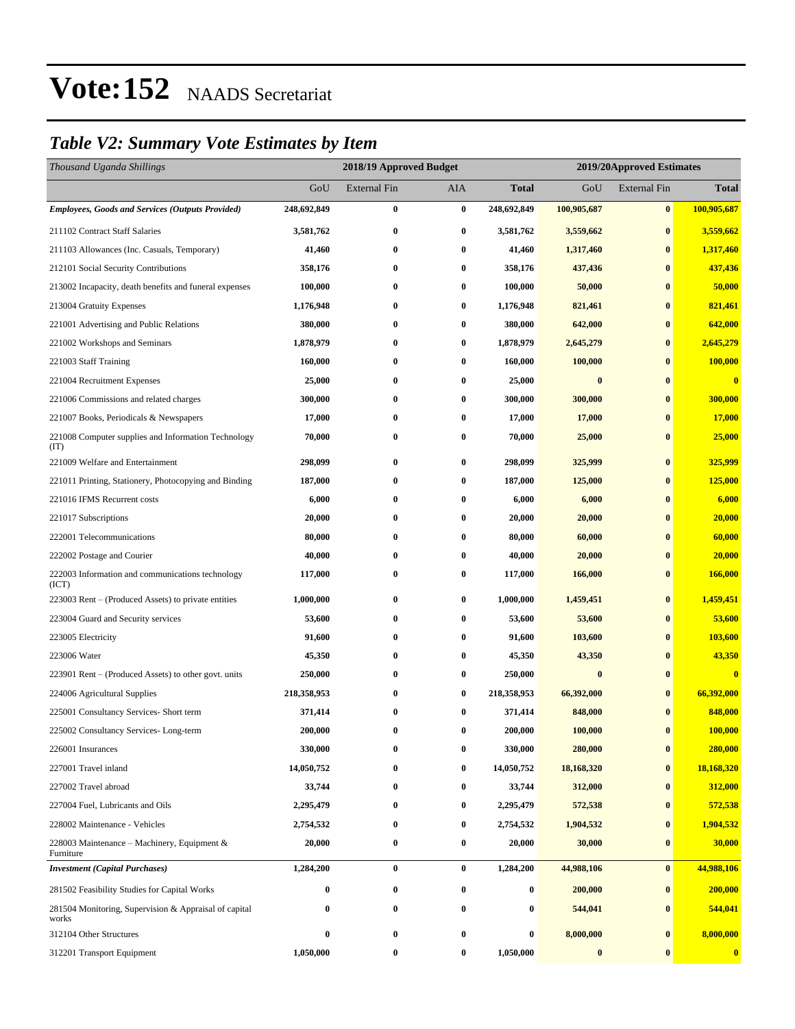# Vote:152 NAADS Secretariat

## *Table V2: Summary Vote Estimates by Item*

| *Thousand Uganda Shillings* | 2018/19 Approved Budget | | | | 2019/20Approved Estimates | | |
|---|---|---|---|---|---|---|---|
| | GoU | External Fin | AIA | **Total** | GoU | External Fin | **Total** |
| ***Employees, Goods and Services (Outputs Provided)*** | **248,692,849** | **0** | **0** | **248,692,849** | **100,905,687** | **0** | **100,905,687** |
| 211102 Contract Staff Salaries | **3,581,762** | **0** | **0** | **3,581,762** | **3,559,662** | **0** | **3,559,662** |
| 211103 Allowances (Inc. Casuals, Temporary) | **41,460** | **0** | **0** | **41,460** | **1,317,460** | **0** | **1,317,460** |
| 212101 Social Security Contributions | **358,176** | **0** | **0** | **358,176** | **437,436** | **0** | **437,436** |
| 213002 Incapacity, death benefits and funeral expenses | **100,000** | **0** | **0** | **100,000** | **50,000** | **0** | **50,000** |
| 213004 Gratuity Expenses | **1,176,948** | **0** | **0** | **1,176,948** | **821,461** | **0** | **821,461** |
| 221001 Advertising and Public Relations | **380,000** | **0** | **0** | **380,000** | **642,000** | **0** | **642,000** |
| 221002 Workshops and Seminars | **1,878,979** | **0** | **0** | **1,878,979** | **2,645,279** | **0** | **2,645,279** |
| 221003 Staff Training | **160,000** | **0** | **0** | **160,000** | **100,000** | **0** | **100,000** |
| 221004 Recruitment Expenses | **25,000** | **0** | **0** | **25,000** | **0** | **0** | **0** |
| 221006 Commissions and related charges | **300,000** | **0** | **0** | **300,000** | **300,000** | **0** | **300,000** |
| 221007 Books, Periodicals & Newspapers | **17,000** | **0** | **0** | **17,000** | **17,000** | **0** | **17,000** |
| 221008 Computer supplies and Information Technology (IT) | **70,000** | **0** | **0** | **70,000** | **25,000** | **0** | **25,000** |
| 221009 Welfare and Entertainment | **298,099** | **0** | **0** | **298,099** | **325,999** | **0** | **325,999** |
| 221011 Printing, Stationery, Photocopying and Binding | **187,000** | **0** | **0** | **187,000** | **125,000** | **0** | **125,000** |
| 221016 IFMS Recurrent costs | **6,000** | **0** | **0** | **6,000** | **6,000** | **0** | **6,000** |
| 221017 Subscriptions | **20,000** | **0** | **0** | **20,000** | **20,000** | **0** | **20,000** |
| 222001 Telecommunications | **80,000** | **0** | **0** | **80,000** | **60,000** | **0** | **60,000** |
| 222002 Postage and Courier | **40,000** | **0** | **0** | **40,000** | **20,000** | **0** | **20,000** |
| 222003 Information and communications technology (ICT) | **117,000** | **0** | **0** | **117,000** | **166,000** | **0** | **166,000** |
| 223003 Rent – (Produced Assets) to private entities | **1,000,000** | **0** | **0** | **1,000,000** | **1,459,451** | **0** | **1,459,451** |
| 223004 Guard and Security services | **53,600** | **0** | **0** | **53,600** | **53,600** | **0** | **53,600** |
| 223005 Electricity | **91,600** | **0** | **0** | **91,600** | **103,600** | **0** | **103,600** |
| 223006 Water | **45,350** | **0** | **0** | **45,350** | **43,350** | **0** | **43,350** |
| 223901 Rent – (Produced Assets) to other govt. units | **250,000** | **0** | **0** | **250,000** | **0** | **0** | **0** |
| 224006 Agricultural Supplies | **218,358,953** | **0** | **0** | **218,358,953** | **66,392,000** | **0** | **66,392,000** |
| 225001 Consultancy Services- Short term | **371,414** | **0** | **0** | **371,414** | **848,000** | **0** | **848,000** |
| 225002 Consultancy Services- Long-term | **200,000** | **0** | **0** | **200,000** | **100,000** | **0** | **100,000** |
| 226001 Insurances | **330,000** | **0** | **0** | **330,000** | **280,000** | **0** | **280,000** |
| 227001 Travel inland | **14,050,752** | **0** | **0** | **14,050,752** | **18,168,320** | **0** | **18,168,320** |
| 227002 Travel abroad | **33,744** | **0** | **0** | **33,744** | **312,000** | **0** | **312,000** |
| 227004 Fuel, Lubricants and Oils | **2,295,479** | **0** | **0** | **2,295,479** | **572,538** | **0** | **572,538** |
| 228002 Maintenance - Vehicles | **2,754,532** | **0** | **0** | **2,754,532** | **1,904,532** | **0** | **1,904,532** |
| 228003 Maintenance – Machinery, Equipment & Furniture | **20,000** | **0** | **0** | **20,000** | **30,000** | **0** | **30,000** |
| ***Investment (Capital Purchases)*** | **1,284,200** | **0** | **0** | **1,284,200** | **44,988,106** | **0** | **44,988,106** |
| 281502 Feasibility Studies for Capital Works | **0** | **0** | **0** | **0** | **200,000** | **0** | **200,000** |
| 281504 Monitoring, Supervision & Appraisal of capital works | **0** | **0** | **0** | **0** | **544,041** | **0** | **544,041** |
| 312104 Other Structures | **0** | **0** | **0** | **0** | **8,000,000** | **0** | **8,000,000** |
| 312201 Transport Equipment | **1,050,000** | **0** | **0** | **1,050,000** | **0** | **0** | **0** |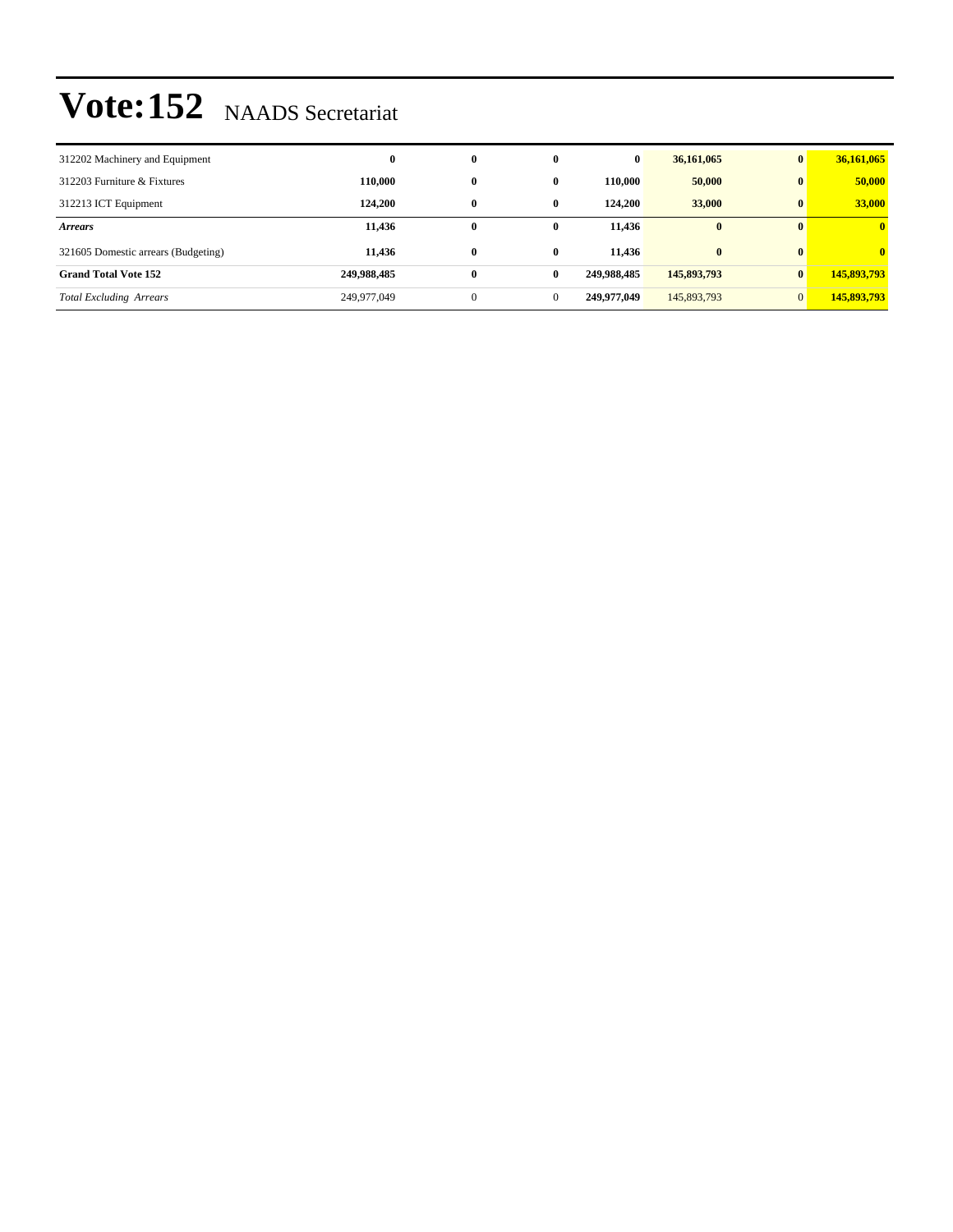# Vote:152 NAADS Secretariat

| | | | | | | | |
|---|---|---|---|---|---|---|---|
| 312202 Machinery and Equipment | **0** | **0** | **0** | **0** | **36,161,065** | **0** | **36,161,065** |
| 312203 Furniture & Fixtures | **110,000** | **0** | **0** | **110,000** | **50,000** | **0** | **50,000** |
| 312213 ICT Equipment | **124,200** | **0** | **0** | **124,200** | **33,000** | **0** | **33,000** |
| ***Arrears*** | **11,436** | **0** | **0** | **11,436** | **0** | **0** | **0** |
| 321605 Domestic arrears (Budgeting) | **11,436** | **0** | **0** | **11,436** | **0** | **0** | **0** |
| **Grand Total Vote 152** | **249,988,485** | **0** | **0** | **249,988,485** | **145,893,793** | **0** | **145,893,793** |
| *Total Excluding Arrears* | 249,977,049 | 0 | 0 | **249,977,049** | 145,893,793 | 0 | **145,893,793** |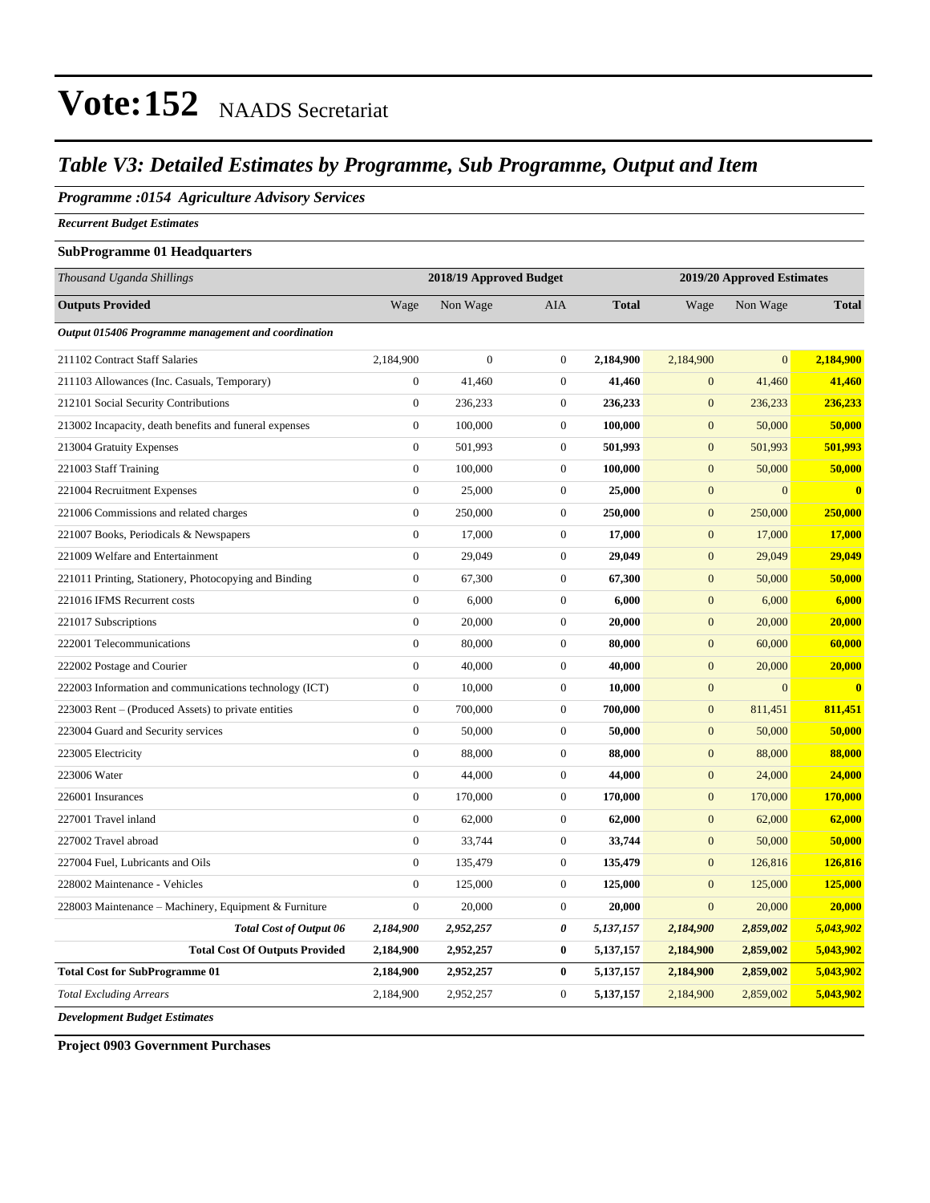# Vote:152 NAADS Secretariat

## Table V3: Detailed Estimates by Programme, Sub Programme, Output and Item

### Programme :0154 Agriculture Advisory Services

*Recurrent Budget Estimates*

**SubProgramme 01 Headquarters**

| *Thousand Uganda Shillings* | 2018/19 Approved Budget | | | | 2019/20 Approved Estimates | | |
|---|---|---|---|---|---|---|---|
| **Outputs Provided** | Wage | Non Wage | AIA | **Total** | Wage | Non Wage | **Total** |
| ***Output 015406 Programme management and coordination*** | | | | | | | |
| 211102 Contract Staff Salaries | 2,184,900 | 0 | 0 | **2,184,900** | 2,184,900 | 0 | **2,184,900** |
| 211103 Allowances (Inc. Casuals, Temporary) | 0 | 41,460 | 0 | **41,460** | 0 | 41,460 | **41,460** |
| 212101 Social Security Contributions | 0 | 236,233 | 0 | **236,233** | 0 | 236,233 | **236,233** |
| 213002 Incapacity, death benefits and funeral expenses | 0 | 100,000 | 0 | **100,000** | 0 | 50,000 | **50,000** |
| 213004 Gratuity Expenses | 0 | 501,993 | 0 | **501,993** | 0 | 501,993 | **501,993** |
| 221003 Staff Training | 0 | 100,000 | 0 | **100,000** | 0 | 50,000 | **50,000** |
| 221004 Recruitment Expenses | 0 | 25,000 | 0 | **25,000** | 0 | 0 | **0** |
| 221006 Commissions and related charges | 0 | 250,000 | 0 | **250,000** | 0 | 250,000 | **250,000** |
| 221007 Books, Periodicals & Newspapers | 0 | 17,000 | 0 | **17,000** | 0 | 17,000 | **17,000** |
| 221009 Welfare and Entertainment | 0 | 29,049 | 0 | **29,049** | 0 | 29,049 | **29,049** |
| 221011 Printing, Stationery, Photocopying and Binding | 0 | 67,300 | 0 | **67,300** | 0 | 50,000 | **50,000** |
| 221016 IFMS Recurrent costs | 0 | 6,000 | 0 | **6,000** | 0 | 6,000 | **6,000** |
| 221017 Subscriptions | 0 | 20,000 | 0 | **20,000** | 0 | 20,000 | **20,000** |
| 222001 Telecommunications | 0 | 80,000 | 0 | **80,000** | 0 | 60,000 | **60,000** |
| 222002 Postage and Courier | 0 | 40,000 | 0 | **40,000** | 0 | 20,000 | **20,000** |
| 222003 Information and communications technology (ICT) | 0 | 10,000 | 0 | **10,000** | 0 | 0 | **0** |
| 223003 Rent – (Produced Assets) to private entities | 0 | 700,000 | 0 | **700,000** | 0 | 811,451 | **811,451** |
| 223004 Guard and Security services | 0 | 50,000 | 0 | **50,000** | 0 | 50,000 | **50,000** |
| 223005 Electricity | 0 | 88,000 | 0 | **88,000** | 0 | 88,000 | **88,000** |
| 223006 Water | 0 | 44,000 | 0 | **44,000** | 0 | 24,000 | **24,000** |
| 226001 Insurances | 0 | 170,000 | 0 | **170,000** | 0 | 170,000 | **170,000** |
| 227001 Travel inland | 0 | 62,000 | 0 | **62,000** | 0 | 62,000 | **62,000** |
| 227002 Travel abroad | 0 | 33,744 | 0 | **33,744** | 0 | 50,000 | **50,000** |
| 227004 Fuel, Lubricants and Oils | 0 | 135,479 | 0 | **135,479** | 0 | 126,816 | **126,816** |
| 228002 Maintenance - Vehicles | 0 | 125,000 | 0 | **125,000** | 0 | 125,000 | **125,000** |
| 228003 Maintenance – Machinery, Equipment & Furniture | 0 | 20,000 | 0 | **20,000** | 0 | 20,000 | **20,000** |
| ***Total Cost of Output 06*** | ***2,184,900*** | ***2,952,257*** | ***0*** | ***5,137,157*** | ***2,184,900*** | ***2,859,002*** | ***5,043,902*** |
| **Total Cost Of Outputs Provided** | **2,184,900** | **2,952,257** | **0** | **5,137,157** | **2,184,900** | **2,859,002** | **5,043,902** |
| **Total Cost for SubProgramme 01** | **2,184,900** | **2,952,257** | **0** | **5,137,157** | **2,184,900** | **2,859,002** | **5,043,902** |
| *Total Excluding Arrears* | 2,184,900 | 2,952,257 | 0 | **5,137,157** | 2,184,900 | 2,859,002 | **5,043,902** |

*Development Budget Estimates*

**Project 0903 Government Purchases**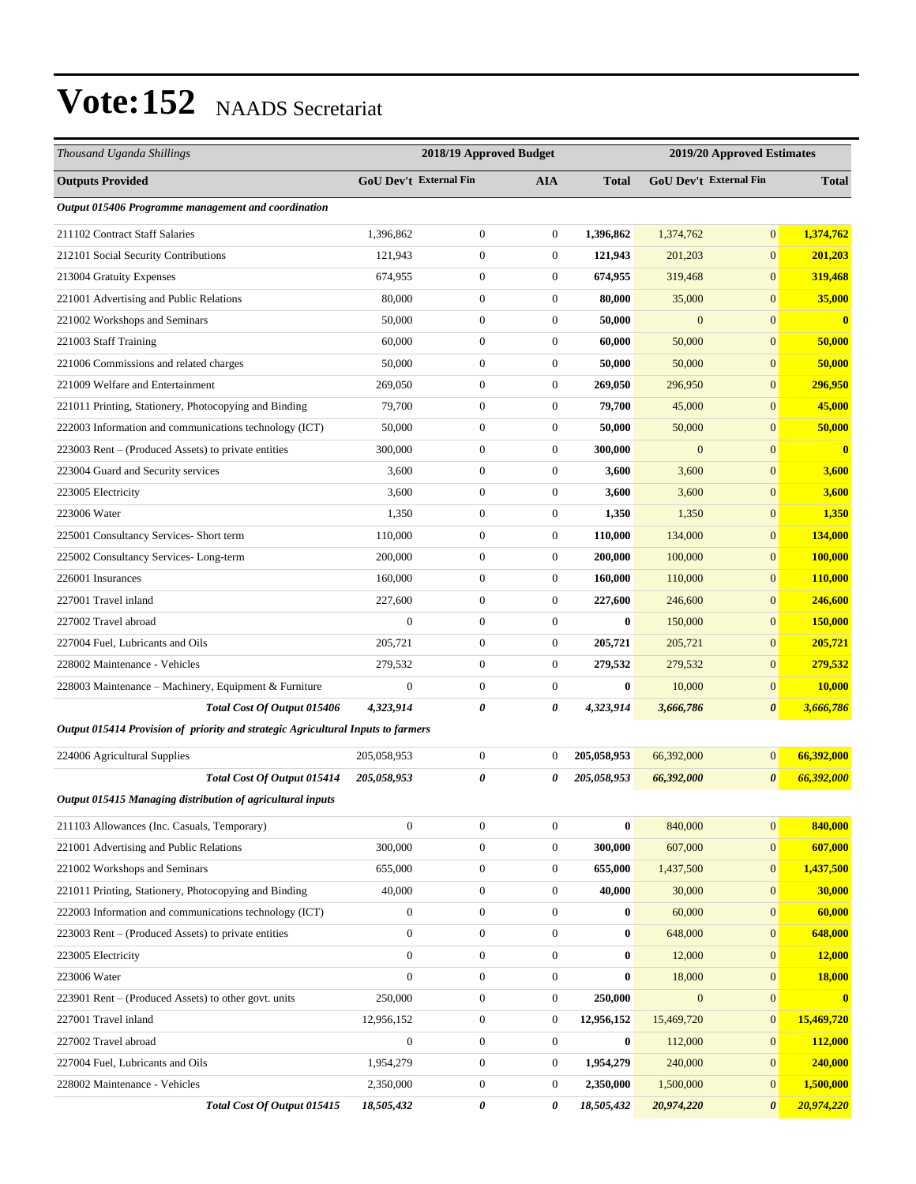# Vote:152 NAADS Secretariat

| Thousand Uganda Shillings | 2018/19 Approved Budget | | | | 2019/20 Approved Estimates | | |
|---|---|---|---|---|---|---|---|
| **Outputs Provided** | **GoU Dev't** | **External Fin** | **AIA** | **Total** | **GoU Dev't** | **External Fin** | **Total** |
| ***Output 015406 Programme management and coordination*** | | | | | | | |
| 211102 Contract Staff Salaries | 1,396,862 | 0 | 0 | **1,396,862** | 1,374,762 | 0 | **1,374,762** |
| 212101 Social Security Contributions | 121,943 | 0 | 0 | **121,943** | 201,203 | 0 | **201,203** |
| 213004 Gratuity Expenses | 674,955 | 0 | 0 | **674,955** | 319,468 | 0 | **319,468** |
| 221001 Advertising and Public Relations | 80,000 | 0 | 0 | **80,000** | 35,000 | 0 | **35,000** |
| 221002 Workshops and Seminars | 50,000 | 0 | 0 | **50,000** | 0 | 0 | **0** |
| 221003 Staff Training | 60,000 | 0 | 0 | **60,000** | 50,000 | 0 | **50,000** |
| 221006 Commissions and related charges | 50,000 | 0 | 0 | **50,000** | 50,000 | 0 | **50,000** |
| 221009 Welfare and Entertainment | 269,050 | 0 | 0 | **269,050** | 296,950 | 0 | **296,950** |
| 221011 Printing, Stationery, Photocopying and Binding | 79,700 | 0 | 0 | **79,700** | 45,000 | 0 | **45,000** |
| 222003 Information and communications technology (ICT) | 50,000 | 0 | 0 | **50,000** | 50,000 | 0 | **50,000** |
| 223003 Rent – (Produced Assets) to private entities | 300,000 | 0 | 0 | **300,000** | 0 | 0 | **0** |
| 223004 Guard and Security services | 3,600 | 0 | 0 | **3,600** | 3,600 | 0 | **3,600** |
| 223005 Electricity | 3,600 | 0 | 0 | **3,600** | 3,600 | 0 | **3,600** |
| 223006 Water | 1,350 | 0 | 0 | **1,350** | 1,350 | 0 | **1,350** |
| 225001 Consultancy Services- Short term | 110,000 | 0 | 0 | **110,000** | 134,000 | 0 | **134,000** |
| 225002 Consultancy Services- Long-term | 200,000 | 0 | 0 | **200,000** | 100,000 | 0 | **100,000** |
| 226001 Insurances | 160,000 | 0 | 0 | **160,000** | 110,000 | 0 | **110,000** |
| 227001 Travel inland | 227,600 | 0 | 0 | **227,600** | 246,600 | 0 | **246,600** |
| 227002 Travel abroad | 0 | 0 | 0 | **0** | 150,000 | 0 | **150,000** |
| 227004 Fuel, Lubricants and Oils | 205,721 | 0 | 0 | **205,721** | 205,721 | 0 | **205,721** |
| 228002 Maintenance - Vehicles | 279,532 | 0 | 0 | **279,532** | 279,532 | 0 | **279,532** |
| 228003 Maintenance – Machinery, Equipment & Furniture | 0 | 0 | 0 | **0** | 10,000 | 0 | **10,000** |
| ***Total Cost Of Output 015406*** | ***4,323,914*** | ***0*** | ***0*** | ***4,323,914*** | ***3,666,786*** | ***0*** | ***3,666,786*** |
| ***Output 015414 Provision of priority and strategic Agricultural Inputs to farmers*** | | | | | | | |
| 224006 Agricultural Supplies | 205,058,953 | 0 | 0 | **205,058,953** | 66,392,000 | 0 | **66,392,000** |
| ***Total Cost Of Output 015414*** | ***205,058,953*** | ***0*** | ***0*** | ***205,058,953*** | ***66,392,000*** | ***0*** | ***66,392,000*** |
| ***Output 015415 Managing distribution of agricultural inputs*** | | | | | | | |
| 211103 Allowances (Inc. Casuals, Temporary) | 0 | 0 | 0 | **0** | 840,000 | 0 | **840,000** |
| 221001 Advertising and Public Relations | 300,000 | 0 | 0 | **300,000** | 607,000 | 0 | **607,000** |
| 221002 Workshops and Seminars | 655,000 | 0 | 0 | **655,000** | 1,437,500 | 0 | **1,437,500** |
| 221011 Printing, Stationery, Photocopying and Binding | 40,000 | 0 | 0 | **40,000** | 30,000 | 0 | **30,000** |
| 222003 Information and communications technology (ICT) | 0 | 0 | 0 | **0** | 60,000 | 0 | **60,000** |
| 223003 Rent – (Produced Assets) to private entities | 0 | 0 | 0 | **0** | 648,000 | 0 | **648,000** |
| 223005 Electricity | 0 | 0 | 0 | **0** | 12,000 | 0 | **12,000** |
| 223006 Water | 0 | 0 | 0 | **0** | 18,000 | 0 | **18,000** |
| 223901 Rent – (Produced Assets) to other govt. units | 250,000 | 0 | 0 | **250,000** | 0 | 0 | **0** |
| 227001 Travel inland | 12,956,152 | 0 | 0 | **12,956,152** | 15,469,720 | 0 | **15,469,720** |
| 227002 Travel abroad | 0 | 0 | 0 | **0** | 112,000 | 0 | **112,000** |
| 227004 Fuel, Lubricants and Oils | 1,954,279 | 0 | 0 | **1,954,279** | 240,000 | 0 | **240,000** |
| 228002 Maintenance - Vehicles | 2,350,000 | 0 | 0 | **2,350,000** | 1,500,000 | 0 | **1,500,000** |
| ***Total Cost Of Output 015415*** | ***18,505,432*** | ***0*** | ***0*** | ***18,505,432*** | ***20,974,220*** | ***0*** | ***20,974,220*** |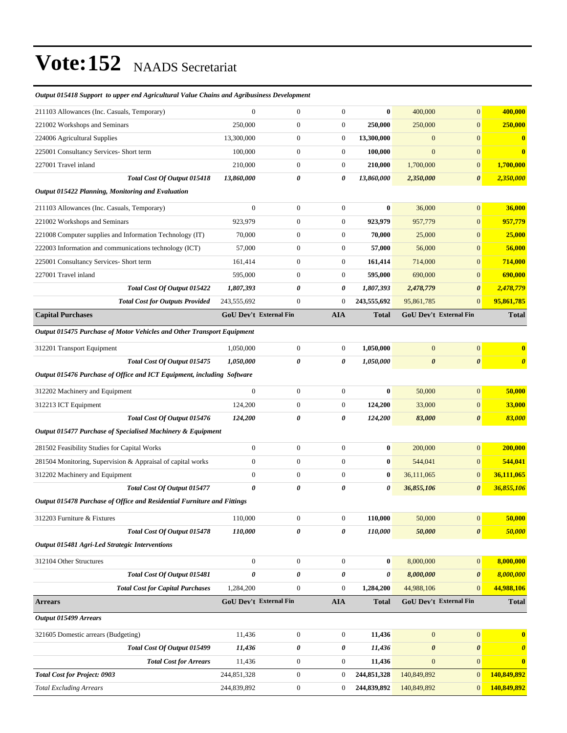# Vote:152 NAADS Secretariat

| | | | | | | | |
|---|---|---|---|---|---|---|---|
| ***Output 015418 Support to upper end Agricultural Value Chains and Agribusiness Development*** | | | | | | | |
| 211103 Allowances (Inc. Casuals, Temporary) | 0 | 0 | 0 | **0** | 400,000 | 0 | **400,000** |
| 221002 Workshops and Seminars | 250,000 | 0 | 0 | **250,000** | 250,000 | 0 | **250,000** |
| 224006 Agricultural Supplies | 13,300,000 | 0 | 0 | **13,300,000** | 0 | 0 | **0** |
| 225001 Consultancy Services- Short term | 100,000 | 0 | 0 | **100,000** | 0 | 0 | **0** |
| 227001 Travel inland | 210,000 | 0 | 0 | **210,000** | 1,700,000 | 0 | **1,700,000** |
| ***Total Cost Of Output 015418*** | ***13,860,000*** | ***0*** | ***0*** | ***13,860,000*** | ***2,350,000*** | ***0*** | ***2,350,000*** |
| ***Output 015422 Planning, Monitoring and Evaluation*** | | | | | | | |
| 211103 Allowances (Inc. Casuals, Temporary) | 0 | 0 | 0 | **0** | 36,000 | 0 | **36,000** |
| 221002 Workshops and Seminars | 923,979 | 0 | 0 | **923,979** | 957,779 | 0 | **957,779** |
| 221008 Computer supplies and Information Technology (IT) | 70,000 | 0 | 0 | **70,000** | 25,000 | 0 | **25,000** |
| 222003 Information and communications technology (ICT) | 57,000 | 0 | 0 | **57,000** | 56,000 | 0 | **56,000** |
| 225001 Consultancy Services- Short term | 161,414 | 0 | 0 | **161,414** | 714,000 | 0 | **714,000** |
| 227001 Travel inland | 595,000 | 0 | 0 | **595,000** | 690,000 | 0 | **690,000** |
| ***Total Cost Of Output 015422*** | ***1,807,393*** | ***0*** | ***0*** | ***1,807,393*** | ***2,478,779*** | ***0*** | ***2,478,779*** |
| ***Total Cost for Outputs Provided*** | 243,555,692 | 0 | 0 | **243,555,692** | 95,861,785 | 0 | **95,861,785** |
| **Capital Purchases** | **GoU Dev't** | **External Fin** | **AIA** | **Total** | **GoU Dev't** | **External Fin** | **Total** |
| ***Output 015475 Purchase of Motor Vehicles and Other Transport Equipment*** | | | | | | | |
| 312201 Transport Equipment | 1,050,000 | 0 | 0 | **1,050,000** | 0 | 0 | **0** |
| ***Total Cost Of Output 015475*** | ***1,050,000*** | ***0*** | ***0*** | ***1,050,000*** | ***0*** | ***0*** | ***0*** |
| ***Output 015476 Purchase of Office and ICT Equipment, including Software*** | | | | | | | |
| 312202 Machinery and Equipment | 0 | 0 | 0 | **0** | 50,000 | 0 | **50,000** |
| 312213 ICT Equipment | 124,200 | 0 | 0 | **124,200** | 33,000 | 0 | **33,000** |
| ***Total Cost Of Output 015476*** | ***124,200*** | ***0*** | ***0*** | ***124,200*** | ***83,000*** | ***0*** | ***83,000*** |
| ***Output 015477 Purchase of Specialised Machinery & Equipment*** | | | | | | | |
| 281502 Feasibility Studies for Capital Works | 0 | 0 | 0 | **0** | 200,000 | 0 | **200,000** |
| 281504 Monitoring, Supervision & Appraisal of capital works | 0 | 0 | 0 | **0** | 544,041 | 0 | **544,041** |
| 312202 Machinery and Equipment | 0 | 0 | 0 | **0** | 36,111,065 | 0 | **36,111,065** |
| ***Total Cost Of Output 015477*** | ***0*** | ***0*** | ***0*** | ***0*** | ***36,855,106*** | ***0*** | ***36,855,106*** |
| ***Output 015478 Purchase of Office and Residential Furniture and Fittings*** | | | | | | | |
| 312203 Furniture & Fixtures | 110,000 | 0 | 0 | **110,000** | 50,000 | 0 | **50,000** |
| ***Total Cost Of Output 015478*** | ***110,000*** | ***0*** | ***0*** | ***110,000*** | ***50,000*** | ***0*** | ***50,000*** |
| ***Output 015481 Agri-Led Strategic Interventions*** | | | | | | | |
| 312104 Other Structures | 0 | 0 | 0 | **0** | 8,000,000 | 0 | **8,000,000** |
| ***Total Cost Of Output 015481*** | ***0*** | ***0*** | ***0*** | ***0*** | ***8,000,000*** | ***0*** | ***8,000,000*** |
| ***Total Cost for Capital Purchases*** | 1,284,200 | 0 | 0 | **1,284,200** | 44,988,106 | 0 | **44,988,106** |
| **Arrears** | **GoU Dev't** | **External Fin** | **AIA** | **Total** | **GoU Dev't** | **External Fin** | **Total** |
| ***Output 015499 Arrears*** | | | | | | | |
| 321605 Domestic arrears (Budgeting) | 11,436 | 0 | 0 | **11,436** | 0 | 0 | **0** |
| ***Total Cost Of Output 015499*** | ***11,436*** | ***0*** | ***0*** | ***11,436*** | ***0*** | ***0*** | ***0*** |
| ***Total Cost for Arrears*** | 11,436 | 0 | 0 | **11,436** | 0 | 0 | **0** |
| ***Total Cost for Project: 0903*** | 244,851,328 | 0 | 0 | **244,851,328** | 140,849,892 | 0 | **140,849,892** |
| *Total Excluding Arrears* | 244,839,892 | 0 | 0 | **244,839,892** | 140,849,892 | 0 | **140,849,892** |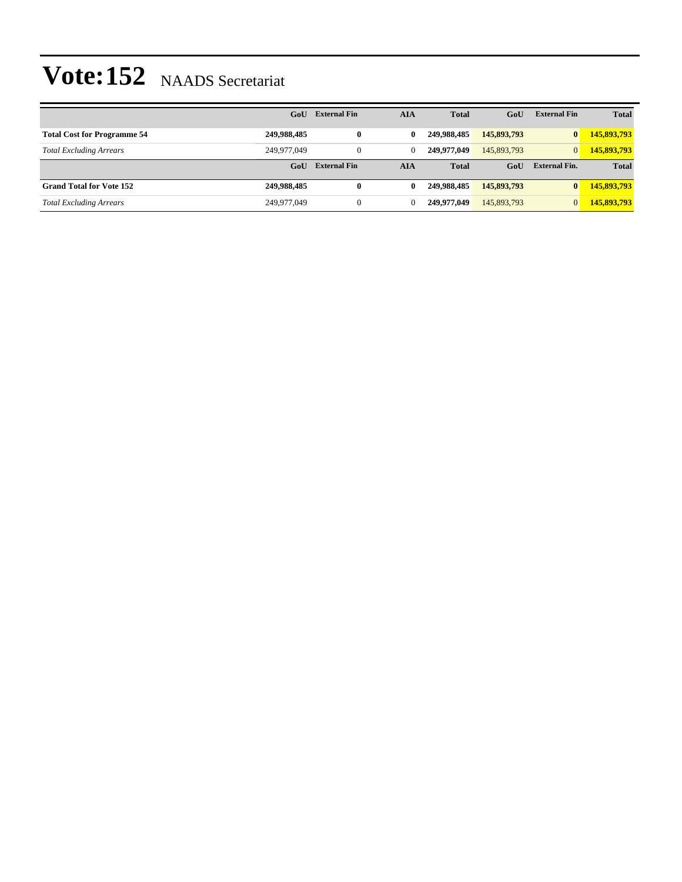# Vote:152 NAADS Secretariat

| | GoU | External Fin | AIA | Total | GoU | External Fin | Total |
|---|---|---|---|---|---|---|---|
| **Total Cost for Programme 54** | **249,988,485** | **0** | **0** | **249,988,485** | **145,893,793** | **0** | **145,893,793** |
| *Total Excluding Arrears* | 249,977,049 | 0 | 0 | **249,977,049** | 145,893,793 | 0 | **145,893,793** |
| | **GoU** | **External Fin** | **AIA** | **Total** | **GoU** | **External Fin.** | **Total** |
| **Grand Total for Vote 152** | **249,988,485** | **0** | **0** | **249,988,485** | **145,893,793** | **0** | **145,893,793** |
| *Total Excluding Arrears* | 249,977,049 | 0 | 0 | **249,977,049** | 145,893,793 | 0 | **145,893,793** |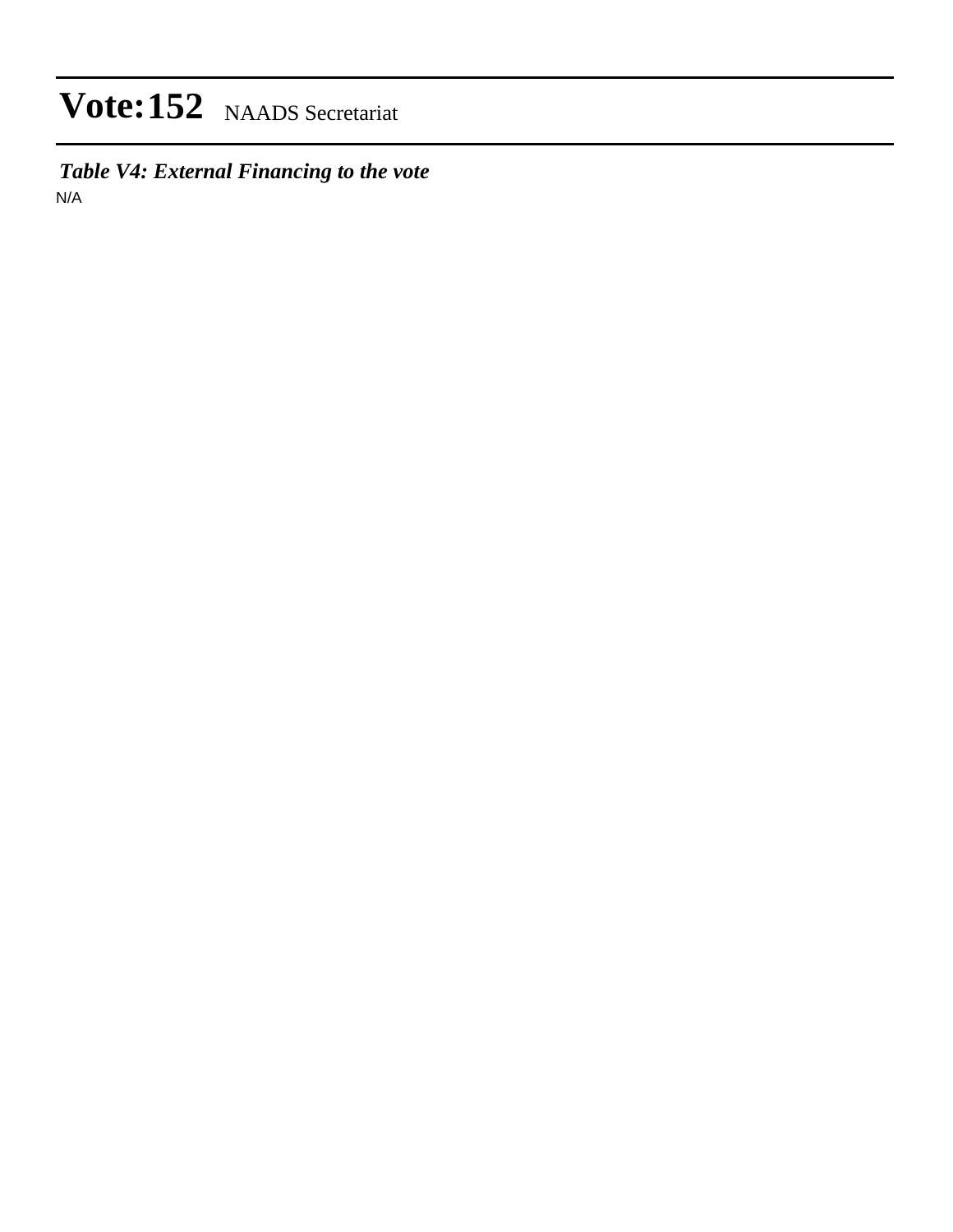# Vote:152 NAADS Secretariat

***Table V4: External Financing to the vote***

N/A